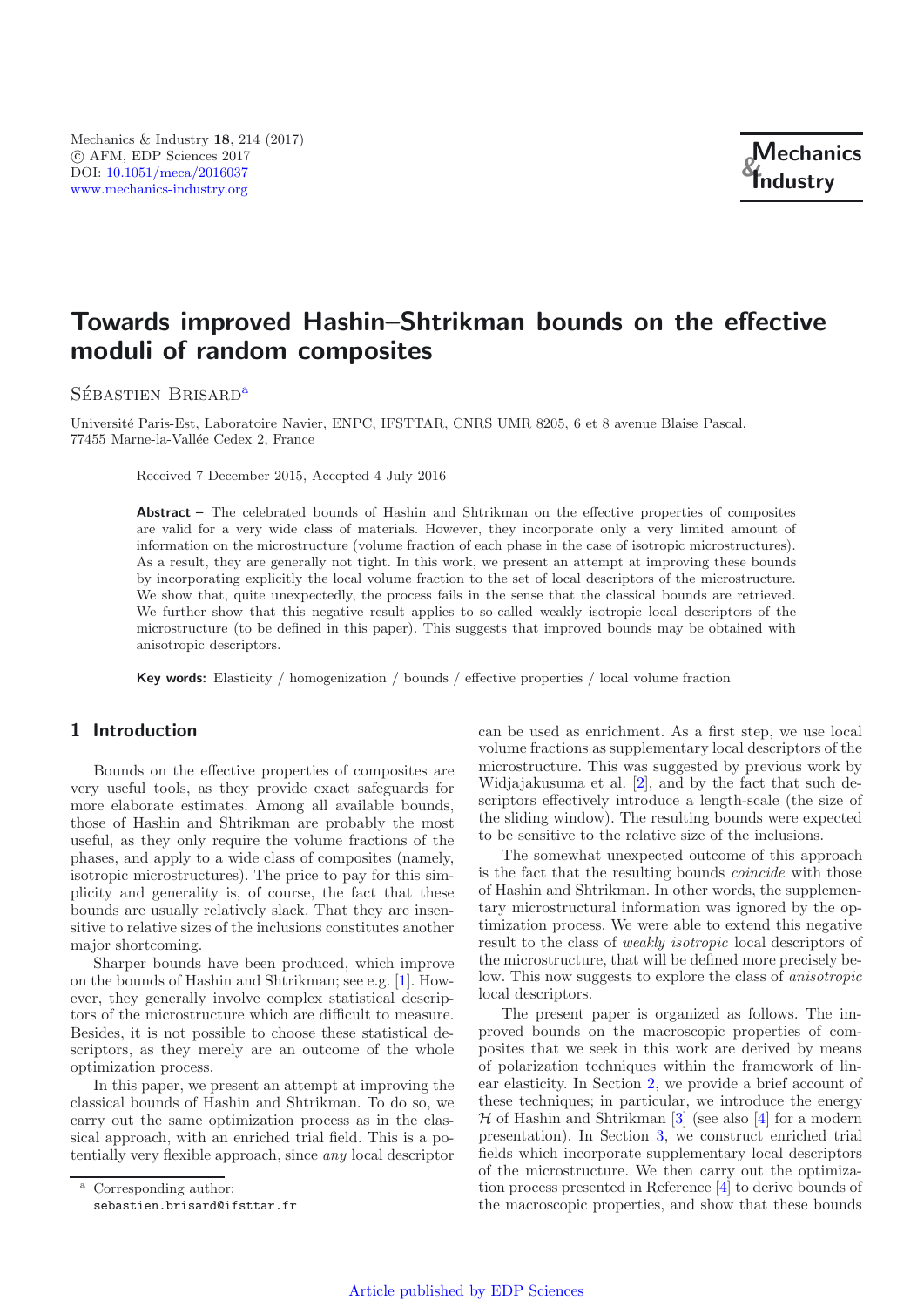# Towards improved Hashin–Shtrikman bounds on the effective moduli of random composites

Sébastien Brisard[a]

Université Paris-Est, Laboratoire Navier, ENPC, IFSTTAR, CNRS UMR 8205, 6 et 8 avenue Blaise Pascal, 77455 Marne-la-Vallée Cedex 2, France

Received 7 December 2015, Accepted 4 July 2016

**Abstract –** The celebrated bounds of Hashin and Shtrikman on the effective properties of composites are valid for a very wide class of materials. However, they incorporate only a very limited amount of information on the microstructure (volume fraction of each phase in the case of isotropic microstructures). As a result, they are generally not tight. In this work, we present an attempt at improving these bounds by incorporating explicitly the local volume fraction to the set of local descriptors of the microstructure. We show that, quite unexpectedly, the process fails in the sense that the classical bounds are retrieved. We further show that this negative result applies to so-called weakly isotropic local descriptors of the microstructure (to be defined in this paper). This suggests that improved bounds may be obtained with anisotropic descriptors.

**Key words:** Elasticity / homogenization / bounds / effective properties / local volume fraction

## 1 Introduction

Bounds on the effective properties of composites are very useful tools, as they provide exact safeguards for more elaborate estimates. Among all available bounds, those of Hashin and Shtrikman are probably the most useful, as they only require the volume fractions of the phases, and apply to a wide class of composites (namely, isotropic microstructures). The price to pay for this simplicity and generality is, of course, the fact that these bounds are usually relatively slack. That they are insensitive to relative sizes of the inclusions constitutes another major shortcoming.

Sharper bounds have been produced, which improve on the bounds of Hashin and Shtrikman; see e.g. [1]. However, they generally involve complex statistical descriptors of the microstructure which are difficult to measure. Besides, it is not possible to choose these statistical descriptors, as they merely are an outcome of the whole optimization process.

In this paper, we present an attempt at improving the classical bounds of Hashin and Shtrikman. To do so, we carry out the same optimization process as in the classical approach, with an enriched trial field. This is a potentially very flexible approach, since *any* local descriptor can be used as enrichment. As a first step, we use local volume fractions as supplementary local descriptors of the microstructure. This was suggested by previous work by Widjajakusuma et al. [2], and by the fact that such descriptors effectively introduce a length-scale (the size of the sliding window). The resulting bounds were expected to be sensitive to the relative size of the inclusions.

The somewhat unexpected outcome of this approach is the fact that the resulting bounds *coincide* with those of Hashin and Shtrikman. In other words, the supplementary microstructural information was ignored by the optimization process. We were able to extend this negative result to the class of *weakly isotropic* local descriptors of the microstructure, that will be defined more precisely below. This now suggests to explore the class of *anisotropic* local descriptors.

The present paper is organized as follows. The improved bounds on the macroscopic properties of composites that we seek in this work are derived by means of polarization techniques within the framework of linear elasticity. In Section 2, we provide a brief account of these techniques; in particular, we introduce the energy $\mathcal{H}$ of Hashin and Shtrikman [3] (see also [4] for a modern presentation). In Section 3, we construct enriched trial fields which incorporate supplementary local descriptors of the microstructure. We then carry out the optimization process presented in Reference [4] to derive bounds of the macroscopic properties, and show that these bounds

[a] Corresponding author: sebastien.brisard@ifsttar.fr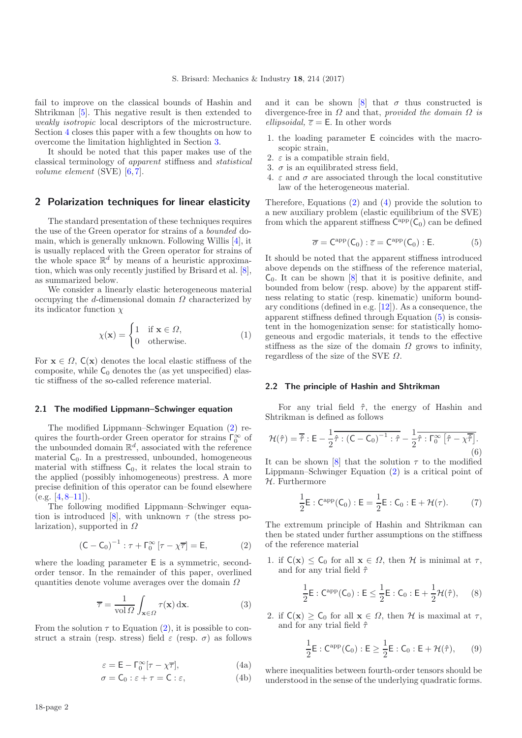fail to improve on the classical bounds of Hashin and Shtrikman [5]. This negative result is then extended to *weakly isotropic* local descriptors of the microstructure. Section 4 closes this paper with a few thoughts on how to overcome the limitation highlighted in Section 3.

It should be noted that this paper makes use of the classical terminology of *apparent* stiffness and *statistical volume element* (SVE) [6,7].

## 2 Polarization techniques for linear elasticity

The standard presentation of these techniques requires the use of the Green operator for strains of a *bounded* domain, which is generally unknown. Following Willis [4], it is usually replaced with the Green operator for strains of the whole space $\mathbb{R}^d$ by means of a heuristic approximation, which was only recently justified by Brisard et al. [8], as summarized below.

We consider a linearly elastic heterogeneous material occupying the $d$-dimensional domain $\Omega$ characterized by its indicator function $\chi$

$$\chi(\mathbf{x}) = \begin{cases} 1 & \text{if } \mathbf{x} \in \Omega, \\ 0 & \text{otherwise.} \end{cases} \tag{1}$$

For $\mathbf{x} \in \Omega$, $\mathsf{C}(\mathbf{x})$ denotes the local elastic stiffness of the composite, while $\mathsf{C}_0$ denotes the (as yet unspecified) elastic stiffness of the so-called reference material.

### 2.1 The modified Lippmann–Schwinger equation

The modified Lippmann-Schwinger Equation (2) requires the fourth-order Green operator for strains $\Gamma_0^\infty$ of the unbounded domain $\mathbb{R}^d$, associated with the reference material $\mathsf{C}_0$. In a prestressed, unbounded, homogeneous material with stiffness $\mathsf{C}_0$, it relates the local strain to the applied (possibly inhomogeneous) prestress. A more precise definition of this operator can be found elsewhere (e.g. [4,8–11]).

The following modified Lippmann–Schwinger equation is introduced [8], with unknown $\tau$ (the stress polarization), supported in $\Omega$

$$(\mathsf{C} - \mathsf{C}_0)^{-1} : \tau + \Gamma_0^\infty [\tau - \chi\overline{\tau}] = \mathsf{E}, \tag{2}$$

where the loading parameter $\mathsf{E}$ is a symmetric, second-order tensor. In the remainder of this paper, overlined quantities denote volume averages over the domain $\Omega$

$$\overline{\tau} = \frac{1}{\operatorname{vol}\Omega} \int_{\mathbf{x}\in\Omega} \tau(\mathbf{x})\,\mathrm{d}\mathbf{x}. \tag{3}$$

From the solution $\tau$ to Equation (2), it is possible to construct a strain (resp. stress) field $\varepsilon$ (resp. $\sigma$) as follows

$$\varepsilon = \mathsf{E} - \Gamma_0^\infty[\tau - \chi\overline{\tau}], \tag{4a}$$

$$\sigma = \mathsf{C}_0 : \varepsilon + \tau = \mathsf{C} : \varepsilon, \tag{4b}$$

and it can be shown [8] that $\sigma$ thus constructed is divergence-free in $\Omega$ and that, *provided the domain $\Omega$ is ellipsoidal*, $\overline{\varepsilon} = \mathsf{E}$. In other words

1. the loading parameter $\mathsf{E}$ coincides with the macroscopic strain,
2. $\varepsilon$ is a compatible strain field,
3. $\sigma$ is an equilibrated stress field,
4. $\varepsilon$ and $\sigma$ are associated through the local constitutive law of the heterogeneous material.

Therefore, Equations (2) and (4) provide the solution to a new auxiliary problem (elastic equilibrium of the SVE) from which the apparent stiffness $\mathsf{C}^{\mathrm{app}}(\mathsf{C}_0)$ can be defined

$$\overline{\sigma} = \mathsf{C}^{\mathrm{app}}(\mathsf{C}_0) : \overline{\varepsilon} = \mathsf{C}^{\mathrm{app}}(\mathsf{C}_0) : \mathsf{E}. \tag{5}$$

It should be noted that the apparent stiffness introduced above depends on the stiffness of the reference material, $\mathsf{C}_0$. It can be shown [8] that it is positive definite, and bounded from below (resp. above) by the apparent stiffness relating to static (resp. kinematic) uniform boundary conditions (defined in e.g. [12]). As a consequence, the apparent stiffness defined through Equation (5) is consistent in the homogenization sense: for statistically homogeneous and ergodic materials, it tends to the effective stiffness as the size of the domain $\Omega$ grows to infinity, regardless of the size of the SVE $\Omega$.

### 2.2 The principle of Hashin and Shtrikman

For any trial field $\hat{\tau}$, the energy of Hashin and Shtrikman is defined as follows

$$\mathcal{H}(\hat{\tau}) = \overline{\hat{\tau}} : \mathsf{E} - \frac{1}{2}\overline{\hat{\tau} : (\mathsf{C} - \mathsf{C}_0)^{-1} : \hat{\tau}} - \frac{1}{2}\overline{\hat{\tau} : \Gamma_0^\infty \left[\hat{\tau} - \chi\overline{\hat{\tau}}\right]}. \tag{6}$$

It can be shown [8] that the solution $\tau$ to the modified Lippmann-Schwinger Equation (2) is a critical point of $\mathcal{H}$. Furthermore

$$\frac{1}{2}\mathsf{E} : \mathsf{C}^{\mathrm{app}}(\mathsf{C}_0) : \mathsf{E} = \frac{1}{2}\mathsf{E} : \mathsf{C}_0 : \mathsf{E} + \mathcal{H}(\tau). \tag{7}$$

The extremum principle of Hashin and Shtrikman can then be stated under further assumptions on the stiffness of the reference material

1. if $\mathsf{C}(\mathbf{x}) \le \mathsf{C}_0$ for all $\mathbf{x} \in \Omega$, then $\mathcal{H}$ is minimal at $\tau$, and for any trial field $\hat{\tau}$

$$\frac{1}{2}\mathsf{E} : \mathsf{C}^{\mathrm{app}}(\mathsf{C}_0) : \mathsf{E} \le \frac{1}{2}\mathsf{E} : \mathsf{C}_0 : \mathsf{E} + \frac{1}{2}\mathcal{H}(\hat{\tau}), \tag{8}$$

2. if $\mathsf{C}(\mathbf{x}) \ge \mathsf{C}_0$ for all $\mathbf{x} \in \Omega$, then $\mathcal{H}$ is maximal at $\tau$, and for any trial field $\hat{\tau}$

$$\frac{1}{2}\mathsf{E} : \mathsf{C}^{\mathrm{app}}(\mathsf{C}_0) : \mathsf{E} \ge \frac{1}{2}\mathsf{E} : \mathsf{C}_0 : \mathsf{E} + \mathcal{H}(\hat{\tau}), \tag{9}$$

where inequalities between fourth-order tensors should be understood in the sense of the underlying quadratic forms.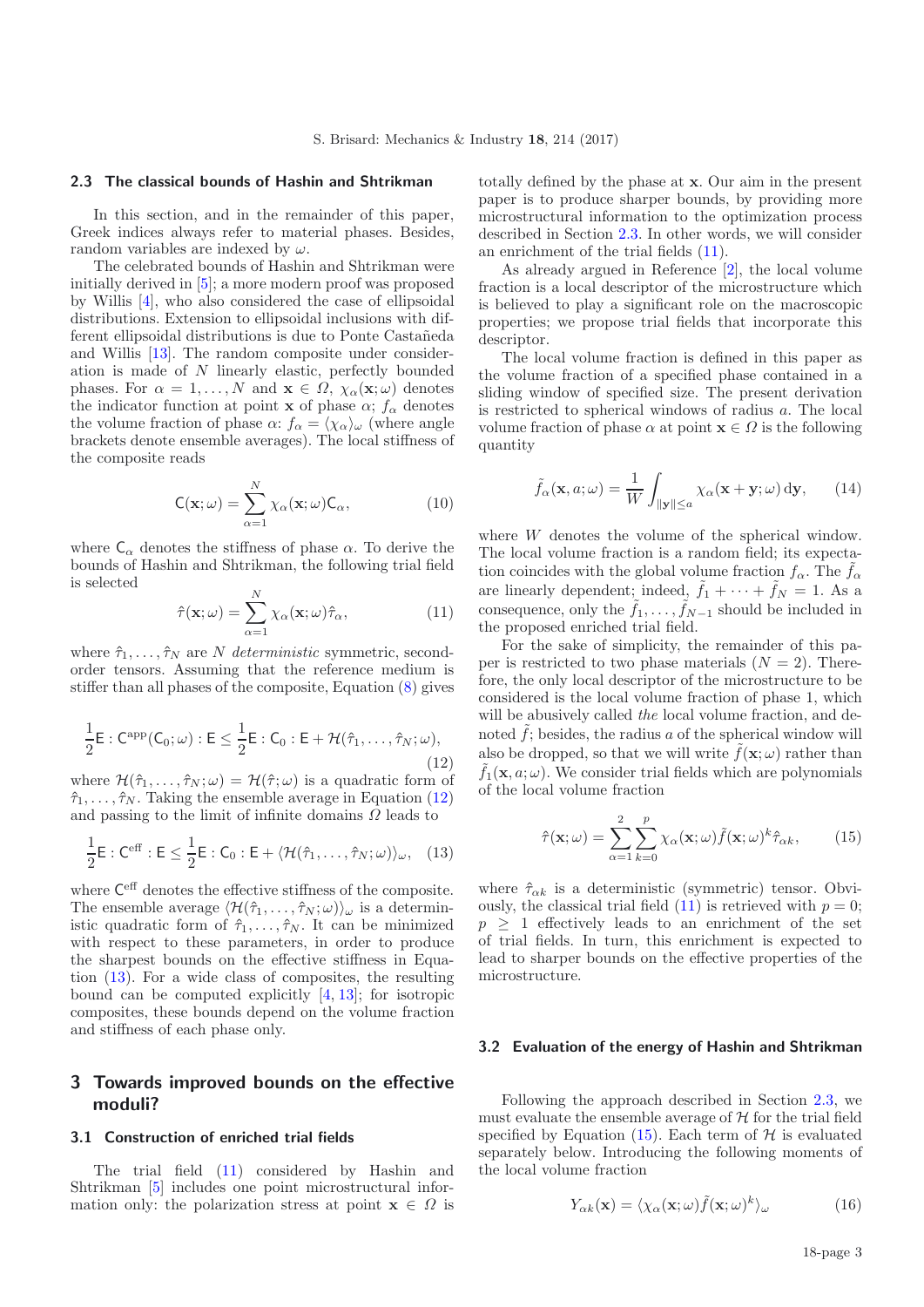### 2.3 The classical bounds of Hashin and Shtrikman

In this section, and in the remainder of this paper, Greek indices always refer to material phases. Besides, random variables are indexed by $\omega$.

The celebrated bounds of Hashin and Shtrikman were initially derived in [5]; a more modern proof was proposed by Willis [4], who also considered the case of ellipsoidal distributions. Extension to ellipsoidal inclusions with different ellipsoidal distributions is due to Ponte Castañeda and Willis [13]. The random composite under consideration is made of $N$ linearly elastic, perfectly bounded phases. For $\alpha = 1, \ldots, N$ and $\mathbf{x} \in \Omega$, $\chi_\alpha(\mathbf{x}; \omega)$ denotes the indicator function at point $\mathbf{x}$ of phase $\alpha$; $f_\alpha$ denotes the volume fraction of phase $\alpha$: $f_\alpha = \langle \chi_\alpha \rangle_\omega$ (where angle brackets denote ensemble averages). The local stiffness of the composite reads

$$\mathsf{C}(\mathbf{x}; \omega) = \sum_{\alpha=1}^{N} \chi_\alpha(\mathbf{x}; \omega) \mathsf{C}_\alpha, \tag{10}$$

where $\mathsf{C}_\alpha$ denotes the stiffness of phase $\alpha$. To derive the bounds of Hashin and Shtrikman, the following trial field is selected

$$\hat{\tau}(\mathbf{x}; \omega) = \sum_{\alpha=1}^{N} \chi_\alpha(\mathbf{x}; \omega) \hat{\tau}_\alpha, \tag{11}$$

where $\hat{\tau}_1, \ldots, \hat{\tau}_N$ are $N$ *deterministic* symmetric, second-order tensors. Assuming that the reference medium is stiffer than all phases of the composite, Equation (8) gives

$$\frac{1}{2}\mathsf{E} : \mathsf{C}^{\mathrm{app}}(\mathsf{C}_0; \omega) : \mathsf{E} \leq \frac{1}{2}\mathsf{E} : \mathsf{C}_0 : \mathsf{E} + \mathcal{H}(\hat{\tau}_1, \ldots, \hat{\tau}_N; \omega), \tag{12}$$

where $\mathcal{H}(\hat{\tau}_1, \ldots, \hat{\tau}_N; \omega) = \mathcal{H}(\hat{\tau}; \omega)$ is a quadratic form of $\hat{\tau}_1, \ldots, \hat{\tau}_N$. Taking the ensemble average in Equation (12) and passing to the limit of infinite domains $\Omega$ leads to

$$\frac{1}{2}\mathsf{E} : \mathsf{C}^{\mathrm{eff}} : \mathsf{E} \leq \frac{1}{2}\mathsf{E} : \mathsf{C}_0 : \mathsf{E} + \langle \mathcal{H}(\hat{\tau}_1, \ldots, \hat{\tau}_N; \omega) \rangle_\omega, \tag{13}$$

where $\mathsf{C}^{\mathrm{eff}}$ denotes the effective stiffness of the composite. The ensemble average $\langle \mathcal{H}(\hat{\tau}_1, \ldots, \hat{\tau}_N; \omega) \rangle_\omega$ is a deterministic quadratic form of $\hat{\tau}_1, \ldots, \hat{\tau}_N$. It can be minimized with respect to these parameters, in order to produce the sharpest bounds on the effective stiffness in Equation (13). For a wide class of composites, the resulting bound can be computed explicitly [4, 13]; for isotropic composites, these bounds depend on the volume fraction and stiffness of each phase only.

## 3 Towards improved bounds on the effective moduli?

### 3.1 Construction of enriched trial fields

The trial field (11) considered by Hashin and Shtrikman [5] includes one point microstructural information only: the polarization stress at point $\mathbf{x} \in \Omega$ is totally defined by the phase at $\mathbf{x}$. Our aim in the present paper is to produce sharper bounds, by providing more microstructural information to the optimization process described in Section 2.3. In other words, we will consider an enrichment of the trial fields (11).

As already argued in Reference [2], the local volume fraction is a local descriptor of the microstructure which is believed to play a significant role on the macroscopic properties; we propose trial fields that incorporate this descriptor.

The local volume fraction is defined in this paper as the volume fraction of a specified phase contained in a sliding window of specified size. The present derivation is restricted to spherical windows of radius $a$. The local volume fraction of phase $\alpha$ at point $\mathbf{x} \in \Omega$ is the following quantity

$$\tilde{f}_\alpha(\mathbf{x}, a; \omega) = \frac{1}{W} \int_{\|\mathbf{y}\| \leq a} \chi_\alpha(\mathbf{x} + \mathbf{y}; \omega) \, \mathrm{d}\mathbf{y}, \tag{14}$$

where $W$ denotes the volume of the spherical window. The local volume fraction is a random field; its expectation coincides with the global volume fraction $f_\alpha$. The $\tilde{f}_\alpha$ are linearly dependent; indeed, $\tilde{f}_1 + \cdots + \tilde{f}_N = 1$. As a consequence, only the $\tilde{f}_1, \ldots, \tilde{f}_{N-1}$ should be included in the proposed enriched trial field.

For the sake of simplicity, the remainder of this paper is restricted to two phase materials ($N = 2$). Therefore, the only local descriptor of the microstructure to be considered is the local volume fraction of phase 1, which will be abusively called *the* local volume fraction, and denoted $\tilde{f}$; besides, the radius $a$ of the spherical window will also be dropped, so that we will write $\tilde{f}(\mathbf{x}; \omega)$ rather than $\tilde{f}_1(\mathbf{x}, a; \omega)$. We consider trial fields which are polynomials of the local volume fraction

$$\hat{\tau}(\mathbf{x}; \omega) = \sum_{\alpha=1}^{2} \sum_{k=0}^{p} \chi_\alpha(\mathbf{x}; \omega) \tilde{f}(\mathbf{x}; \omega)^k \hat{\tau}_{\alpha k}, \tag{15}$$

where $\hat{\tau}_{\alpha k}$ is a deterministic (symmetric) tensor. Obviously, the classical trial field (11) is retrieved with $p = 0$; $p \geq 1$ effectively leads to an enrichment of the set of trial fields. In turn, this enrichment is expected to lead to sharper bounds on the effective properties of the microstructure.

### 3.2 Evaluation of the energy of Hashin and Shtrikman

Following the approach described in Section 2.3, we must evaluate the ensemble average of $\mathcal{H}$ for the trial field specified by Equation (15). Each term of $\mathcal{H}$ is evaluated separately below. Introducing the following moments of the local volume fraction

$$Y_{\alpha k}(\mathbf{x}) = \langle \chi_\alpha(\mathbf{x}; \omega) \tilde{f}(\mathbf{x}; \omega)^k \rangle_\omega \tag{16}$$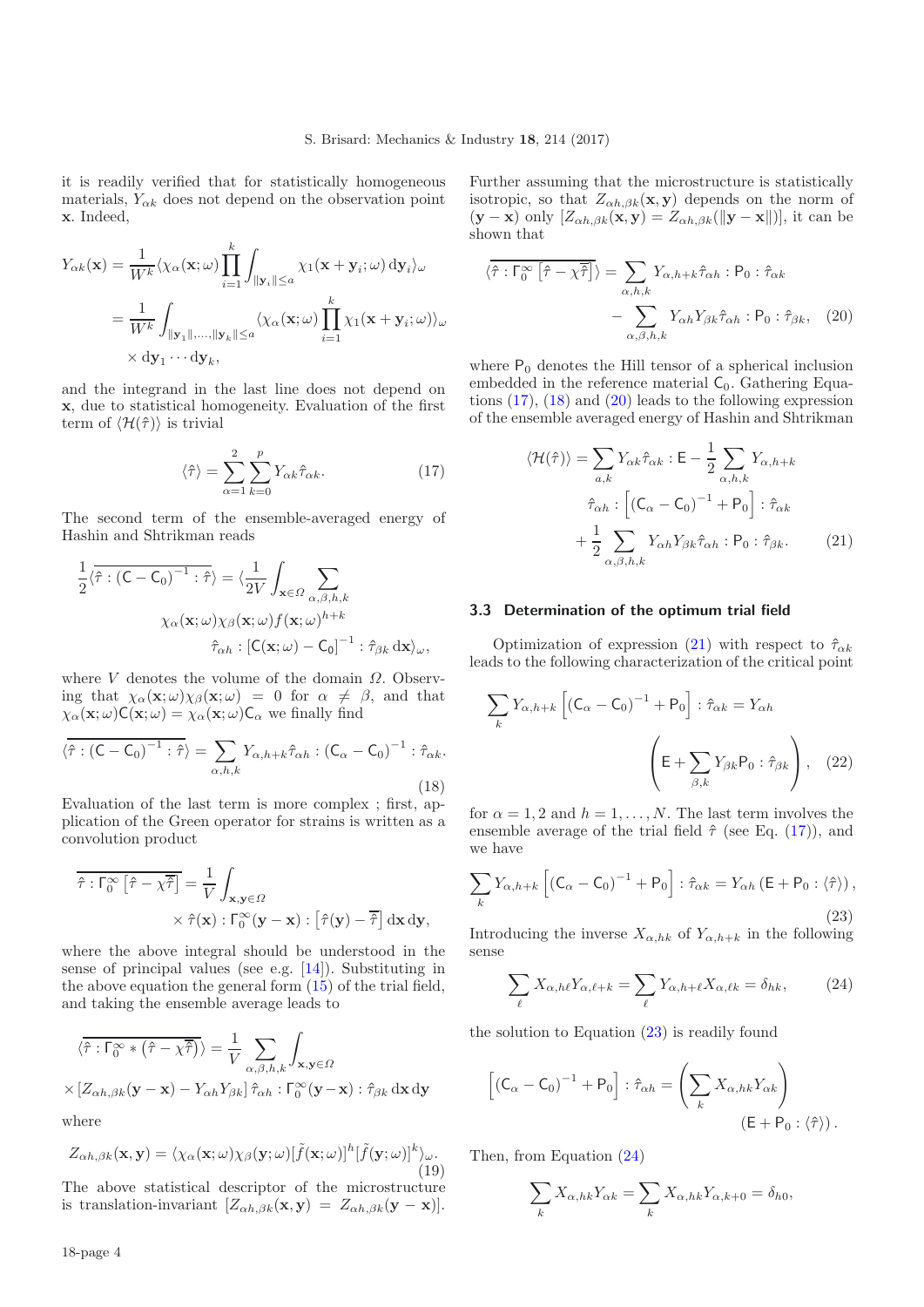it is readily verified that for statistically homogeneous materials, $Y_{\alpha k}$ does not depend on the observation point $\mathbf{x}$. Indeed,

$$
\begin{aligned}
Y_{\alpha k}(\mathbf{x}) &= \frac{1}{W^k}\langle \chi_\alpha(\mathbf{x};\omega)\prod_{i=1}^{k}\int_{\|\mathbf{y}_i\|\leq a}\chi_1(\mathbf{x}+\mathbf{y}_i;\omega)\,\mathrm{d}\mathbf{y}_i\rangle_\omega \\
&= \frac{1}{W^k}\int_{\|\mathbf{y}_1\|,\ldots,\|\mathbf{y}_k\|\leq a}\langle \chi_\alpha(\mathbf{x};\omega)\prod_{i=1}^{k}\chi_1(\mathbf{x}+\mathbf{y}_i;\omega)\rangle_\omega \\
&\quad\times \mathrm{d}\mathbf{y}_1\cdots\mathrm{d}\mathbf{y}_k,
\end{aligned}
$$

and the integrand in the last line does not depend on $\mathbf{x}$, due to statistical homogeneity. Evaluation of the first term of $\langle\mathcal{H}(\hat{\tau})\rangle$ is trivial

$$
\langle\hat{\tau}\rangle = \sum_{\alpha=1}^{2}\sum_{k=0}^{p} Y_{\alpha k}\hat{\tau}_{\alpha k}. \tag{17}
$$

The second term of the ensemble-averaged energy of Hashin and Shtrikman reads

$$
\begin{aligned}
\frac{1}{2}\langle\overline{\hat{\tau}:(\mathsf{C}-\mathsf{C}_0)^{-1}:\hat{\tau}}\rangle &= \langle\frac{1}{2V}\int_{\mathbf{x}\in\Omega}\sum_{\alpha,\beta,h,k} \\
&\quad \chi_\alpha(\mathbf{x};\omega)\chi_\beta(\mathbf{x};\omega)f(\mathbf{x};\omega)^{h+k} \\
&\quad \hat{\tau}_{\alpha h}:[\mathsf{C}(\mathbf{x};\omega)-\mathsf{C}_0]^{-1}:\hat{\tau}_{\beta k}\,\mathrm{d}\mathbf{x}\rangle_\omega,
\end{aligned}
$$

where $V$ denotes the volume of the domain $\Omega$. Observing that $\chi_\alpha(\mathbf{x};\omega)\chi_\beta(\mathbf{x};\omega)=0$ for $\alpha\neq\beta$, and that $\chi_\alpha(\mathbf{x};\omega)\mathsf{C}(\mathbf{x};\omega)=\chi_\alpha(\mathbf{x};\omega)\mathsf{C}_\alpha$ we finally find

$$
\langle\overline{\hat{\tau}:(\mathsf{C}-\mathsf{C}_0)^{-1}:\hat{\tau}}\rangle = \sum_{\alpha,h,k} Y_{\alpha,h+k}\hat{\tau}_{\alpha h}:(\mathsf{C}_\alpha-\mathsf{C}_0)^{-1}:\hat{\tau}_{\alpha k}. \tag{18}
$$

Evaluation of the last term is more complex ; first, application of the Green operator for strains is written as a convolution product

$$
\begin{aligned}
\overline{\hat{\tau}:\Gamma_0^\infty\left[\hat{\tau}-\chi\overline{\hat{\tau}}\right]} &= \frac{1}{V}\int_{\mathbf{x},\mathbf{y}\in\Omega} \\
&\quad\times\hat{\tau}(\mathbf{x}):\Gamma_0^\infty(\mathbf{y}-\mathbf{x}):\left[\hat{\tau}(\mathbf{y})-\overline{\hat{\tau}}\right]\mathrm{d}\mathbf{x}\,\mathrm{d}\mathbf{y},
\end{aligned}
$$

where the above integral should be understood in the sense of principal values (see e.g. [14]). Substituting in the above equation the general form (15) of the trial field, and taking the ensemble average leads to

$$
\begin{aligned}
\langle\overline{\hat{\tau}:\Gamma_0^\infty*\left(\hat{\tau}-\chi\overline{\hat{\tau}}\right)}\rangle &= \frac{1}{V}\sum_{\alpha,\beta,h,k}\int_{\mathbf{x},\mathbf{y}\in\Omega} \\
&\times\left[Z_{\alpha h,\beta k}(\mathbf{y}-\mathbf{x})-Y_{\alpha h}Y_{\beta k}\right]\hat{\tau}_{\alpha h}:\Gamma_0^\infty(\mathbf{y}-\mathbf{x}):\hat{\tau}_{\beta k}\,\mathrm{d}\mathbf{x}\,\mathrm{d}\mathbf{y}
\end{aligned}
$$

where

$$
Z_{\alpha h,\beta k}(\mathbf{x},\mathbf{y}) = \langle\chi_\alpha(\mathbf{x};\omega)\chi_\beta(\mathbf{y};\omega)[\tilde{f}(\mathbf{x};\omega)]^h[\tilde{f}(\mathbf{y};\omega)]^k\rangle_\omega. \tag{19}
$$

The above statistical descriptor of the microstructure is translation-invariant $[Z_{\alpha h,\beta k}(\mathbf{x},\mathbf{y})=Z_{\alpha h,\beta k}(\mathbf{y}-\mathbf{x})]$. Further assuming that the microstructure is statistically isotropic, so that $Z_{\alpha h,\beta k}(\mathbf{x},\mathbf{y})$ depends on the norm of $(\mathbf{y}-\mathbf{x})$ only $[Z_{\alpha h,\beta k}(\mathbf{x},\mathbf{y})=Z_{\alpha h,\beta k}(\|\mathbf{y}-\mathbf{x}\|)]$, it can be shown that

$$
\begin{aligned}
\langle\overline{\hat{\tau}:\Gamma_0^\infty\left[\hat{\tau}-\chi\overline{\hat{\tau}}\right]}\rangle &= \sum_{\alpha,h,k} Y_{\alpha,h+k}\hat{\tau}_{\alpha h}:\mathsf{P}_0:\hat{\tau}_{\alpha k} \\
&\quad-\sum_{\alpha,\beta,h,k} Y_{\alpha h}Y_{\beta k}\hat{\tau}_{\alpha h}:\mathsf{P}_0:\hat{\tau}_{\beta k},
\end{aligned} \tag{20}
$$

where $\mathsf{P}_0$ denotes the Hill tensor of a spherical inclusion embedded in the reference material $\mathsf{C}_0$. Gathering Equations (17), (18) and (20) leads to the following expression of the ensemble averaged energy of Hashin and Shtrikman

$$
\begin{aligned}
\langle\mathcal{H}(\hat{\tau})\rangle &= \sum_{a,k} Y_{\alpha k}\hat{\tau}_{\alpha k}:\mathsf{E}-\frac{1}{2}\sum_{\alpha,h,k} Y_{\alpha,h+k} \\
&\quad\hat{\tau}_{\alpha h}:\left[(\mathsf{C}_\alpha-\mathsf{C}_0)^{-1}+\mathsf{P}_0\right]:\hat{\tau}_{\alpha k} \\
&\quad+\frac{1}{2}\sum_{\alpha,\beta,h,k} Y_{\alpha h}Y_{\beta k}\hat{\tau}_{\alpha h}:\mathsf{P}_0:\hat{\tau}_{\beta k}.
\end{aligned} \tag{21}
$$

### 3.3 Determination of the optimum trial field

Optimization of expression (21) with respect to $\hat{\tau}_{\alpha k}$ leads to the following characterization of the critical point

$$
\sum_k Y_{\alpha,h+k}\left[(\mathsf{C}_\alpha-\mathsf{C}_0)^{-1}+\mathsf{P}_0\right]:\hat{\tau}_{\alpha k} = Y_{\alpha h}\left(\mathsf{E}+\sum_{\beta,k} Y_{\beta k}\mathsf{P}_0:\hat{\tau}_{\beta k}\right), \tag{22}
$$

for $\alpha=1,2$ and $h=1,\ldots,N$. The last term involves the ensemble average of the trial field $\hat{\tau}$ (see Eq. (17)), and we have

$$
\sum_k Y_{\alpha,h+k}\left[(\mathsf{C}_\alpha-\mathsf{C}_0)^{-1}+\mathsf{P}_0\right]:\hat{\tau}_{\alpha k} = Y_{\alpha h}\left(\mathsf{E}+\mathsf{P}_0:\langle\hat{\tau}\rangle\right), \tag{23}
$$

Introducing the inverse $X_{\alpha,hk}$ of $Y_{\alpha,h+k}$ in the following sense

$$
\sum_\ell X_{\alpha,h\ell}Y_{\alpha,\ell+k} = \sum_\ell Y_{\alpha,h+\ell}X_{\alpha,\ell k} = \delta_{hk}, \tag{24}
$$

the solution to Equation (23) is readily found

$$
\left[(\mathsf{C}_\alpha-\mathsf{C}_0)^{-1}+\mathsf{P}_0\right]:\hat{\tau}_{\alpha h} = \left(\sum_k X_{\alpha,hk}Y_{\alpha k}\right)\left(\mathsf{E}+\mathsf{P}_0:\langle\hat{\tau}\rangle\right).
$$

Then, from Equation (24)

$$
\sum_k X_{\alpha,hk}Y_{\alpha k} = \sum_k X_{\alpha,hk}Y_{\alpha,k+0} = \delta_{h0},
$$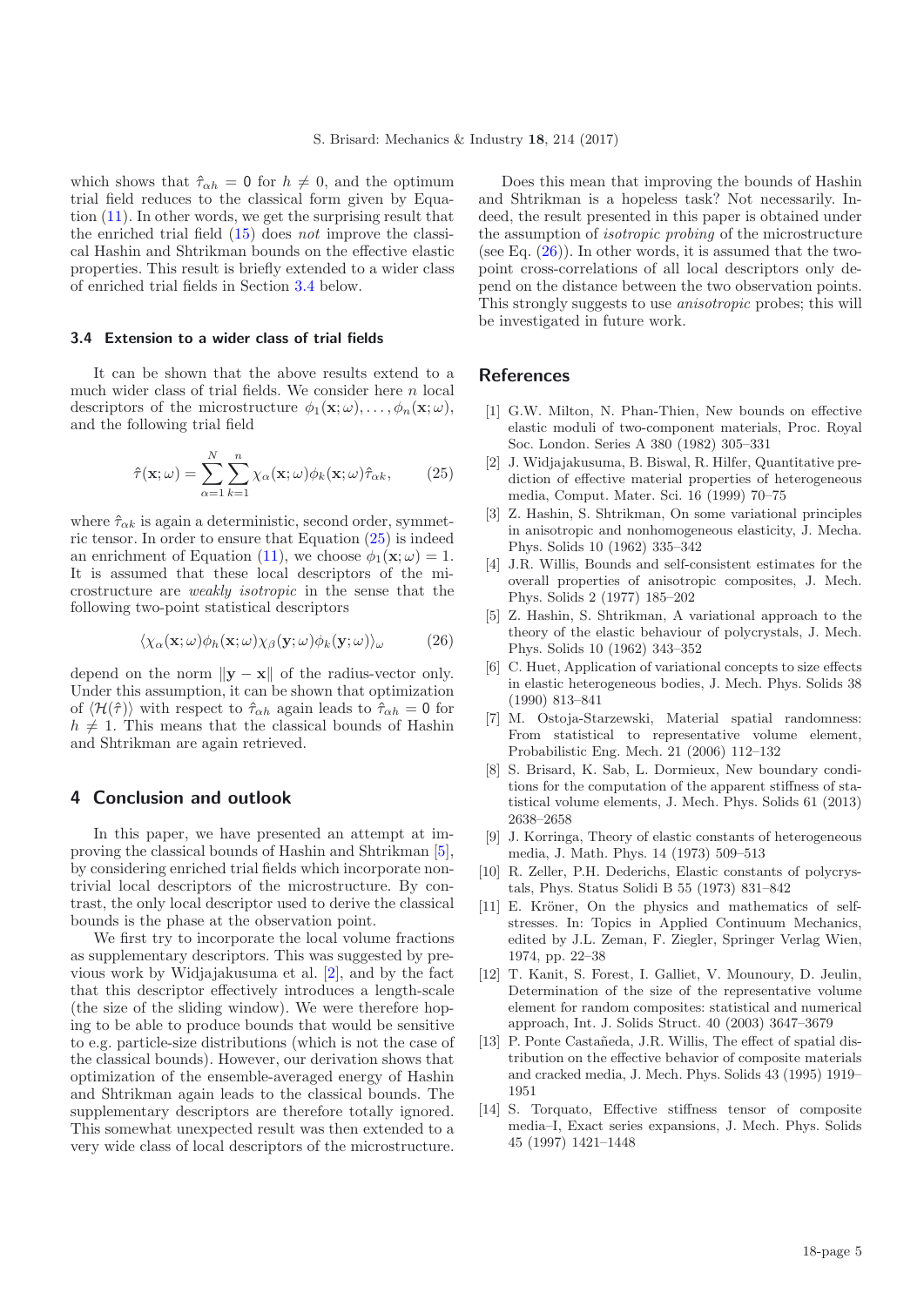which shows that $\hat{\tau}_{\alpha h} = 0$ for $h \neq 0$, and the optimum trial field reduces to the classical form given by Equation (11). In other words, we get the surprising result that the enriched trial field (15) does *not* improve the classical Hashin and Shtrikman bounds on the effective elastic properties. This result is briefly extended to a wider class of enriched trial fields in Section 3.4 below.

### 3.4 Extension to a wider class of trial fields

It can be shown that the above results extend to a much wider class of trial fields. We consider here $n$ local descriptors of the microstructure $\phi_1(\mathbf{x};\omega), \ldots, \phi_n(\mathbf{x};\omega)$, and the following trial field

$$\hat{\tau}(\mathbf{x};\omega) = \sum_{\alpha=1}^{N} \sum_{k=1}^{n} \chi_\alpha(\mathbf{x};\omega)\phi_k(\mathbf{x};\omega)\hat{\tau}_{\alpha k}, \tag{25}$$

where $\hat{\tau}_{\alpha k}$ is again a deterministic, second order, symmetric tensor. In order to ensure that Equation (25) is indeed an enrichment of Equation (11), we choose $\phi_1(\mathbf{x};\omega) = 1$. It is assumed that these local descriptors of the microstructure are *weakly isotropic* in the sense that the following two-point statistical descriptors

$$\langle \chi_\alpha(\mathbf{x};\omega)\phi_h(\mathbf{x};\omega)\chi_\beta(\mathbf{y};\omega)\phi_k(\mathbf{y};\omega)\rangle_\omega \tag{26}$$

depend on the norm $\|\mathbf{y}-\mathbf{x}\|$ of the radius-vector only. Under this assumption, it can be shown that optimization of $\langle \mathcal{H}(\hat{\tau})\rangle$ with respect to $\hat{\tau}_{\alpha h}$ again leads to $\hat{\tau}_{\alpha h} = 0$ for $h \neq 1$. This means that the classical bounds of Hashin and Shtrikman are again retrieved.

## 4 Conclusion and outlook

In this paper, we have presented an attempt at improving the classical bounds of Hashin and Shtrikman [5], by considering enriched trial fields which incorporate nontrivial local descriptors of the microstructure. By contrast, the only local descriptor used to derive the classical bounds is the phase at the observation point.

We first try to incorporate the local volume fractions as supplementary descriptors. This was suggested by previous work by Widjajakusuma et al. [2], and by the fact that this descriptor effectively introduces a length-scale (the size of the sliding window). We were therefore hoping to be able to produce bounds that would be sensitive to e.g. particle-size distributions (which is not the case of the classical bounds). However, our derivation shows that optimization of the ensemble-averaged energy of Hashin and Shtrikman again leads to the classical bounds. The supplementary descriptors are therefore totally ignored. This somewhat unexpected result was then extended to a very wide class of local descriptors of the microstructure.

Does this mean that improving the bounds of Hashin and Shtrikman is a hopeless task? Not necessarily. Indeed, the result presented in this paper is obtained under the assumption of *isotropic probing* of the microstructure (see Eq. (26)). In other words, it is assumed that the two-point cross-correlations of all local descriptors only depend on the distance between the two observation points. This strongly suggests to use *anisotropic* probes; this will be investigated in future work.

## References

[1] G.W. Milton, N. Phan-Thien, New bounds on effective elastic moduli of two-component materials, Proc. Royal Soc. London. Series A 380 (1982) 305–331

[2] J. Widjajakusuma, B. Biswal, R. Hilfer, Quantitative prediction of effective material properties of heterogeneous media, Comput. Mater. Sci. 16 (1999) 70–75

[3] Z. Hashin, S. Shtrikman, On some variational principles in anisotropic and nonhomogeneous elasticity, J. Mecha. Phys. Solids 10 (1962) 335–342

[4] J.R. Willis, Bounds and self-consistent estimates for the overall properties of anisotropic composites, J. Mech. Phys. Solids 2 (1977) 185–202

[5] Z. Hashin, S. Shtrikman, A variational approach to the theory of the elastic behaviour of polycrystals, J. Mech. Phys. Solids 10 (1962) 343–352

[6] C. Huet, Application of variational concepts to size effects in elastic heterogeneous bodies, J. Mech. Phys. Solids 38 (1990) 813–841

[7] M. Ostoja-Starzewski, Material spatial randomness: From statistical to representative volume element, Probabilistic Eng. Mech. 21 (2006) 112–132

[8] S. Brisard, K. Sab, L. Dormieux, New boundary conditions for the computation of the apparent stiffness of statistical volume elements, J. Mech. Phys. Solids 61 (2013) 2638–2658

[9] J. Korringa, Theory of elastic constants of heterogeneous media, J. Math. Phys. 14 (1973) 509–513

[10] R. Zeller, P.H. Dederichs, Elastic constants of polycrystals, Phys. Status Solidi B 55 (1973) 831–842

[11] E. Kröner, On the physics and mathematics of self-stresses. In: Topics in Applied Continuum Mechanics, edited by J.L. Zeman, F. Ziegler, Springer Verlag Wien, 1974, pp. 22–38

[12] T. Kanit, S. Forest, I. Galliet, V. Mounoury, D. Jeulin, Determination of the size of the representative volume element for random composites: statistical and numerical approach, Int. J. Solids Struct. 40 (2003) 3647–3679

[13] P. Ponte Castañeda, J.R. Willis, The effect of spatial distribution on the effective behavior of composite materials and cracked media, J. Mech. Phys. Solids 43 (1995) 1919–1951

[14] S. Torquato, Effective stiffness tensor of composite media–I, Exact series expansions, J. Mech. Phys. Solids 45 (1997) 1421–1448